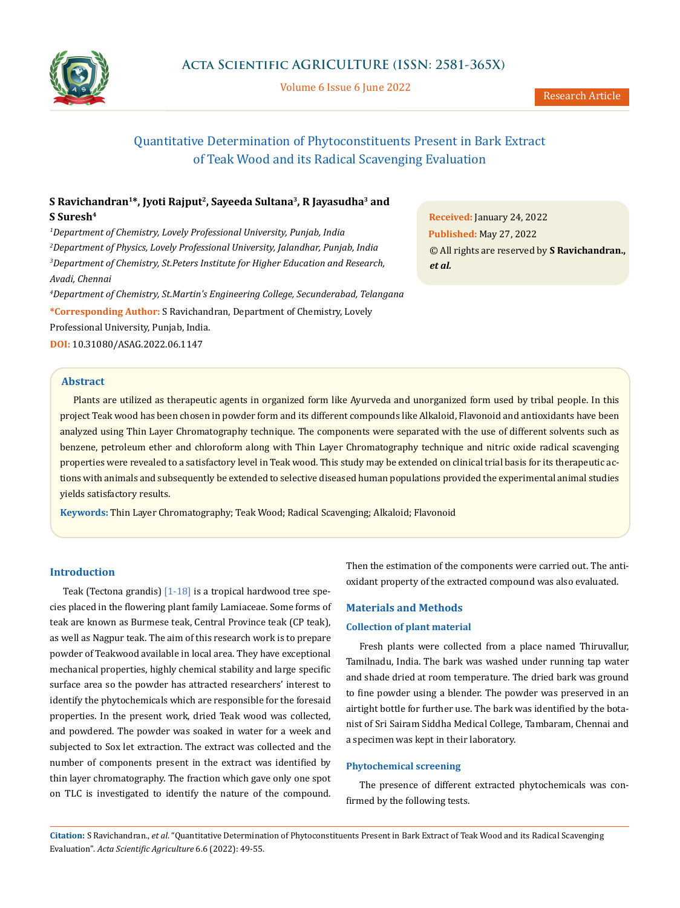Research Article

# Quantitative Determination of Phytoconstituents Present in Bark Extract of Teak Wood and its Radical Scavenging Evaluation

**S Ravichandran[1]*, Jyoti Rajput[2], Sayeeda Sultana[3], R Jayasudha[3] and S Suresh[4]**

[1]*Department of Chemistry, Lovely Professional University, Punjab, India*

[2]*Department of Physics, Lovely Professional University, Jalandhar, Punjab, India*

[3]*Department of Chemistry, St.Peters Institute for Higher Education and Research, Avadi, Chennai*

[4]*Department of Chemistry, St.Martin's Engineering College, Secunderabad, Telangana*

**\*Corresponding Author:** S Ravichandran, Department of Chemistry, Lovely Professional University, Punjab, India.

**DOI:** 10.31080/ASAG.2022.06.1147

**Received:** January 24, 2022

**Published:** May 27, 2022

© All rights are reserved by **S Ravichandran., *et al.***

## Abstract

Plants are utilized as therapeutic agents in organized form like Ayurveda and unorganized form used by tribal people. In this project Teak wood has been chosen in powder form and its different compounds like Alkaloid, Flavonoid and antioxidants have been analyzed using Thin Layer Chromatography technique. The components were separated with the use of different solvents such as benzene, petroleum ether and chloroform along with Thin Layer Chromatography technique and nitric oxide radical scavenging properties were revealed to a satisfactory level in Teak wood. This study may be extended on clinical trial basis for its therapeutic actions with animals and subsequently be extended to selective diseased human populations provided the experimental animal studies yields satisfactory results.

**Keywords:** Thin Layer Chromatography; Teak Wood; Radical Scavenging; Alkaloid; Flavonoid

## Introduction

Teak (Tectona grandis) [1-18] is a tropical hardwood tree species placed in the flowering plant family Lamiaceae. Some forms of teak are known as Burmese teak, Central Province teak (CP teak), as well as Nagpur teak. The aim of this research work is to prepare powder of Teakwood available in local area. They have exceptional mechanical properties, highly chemical stability and large specific surface area so the powder has attracted researchers' interest to identify the phytochemicals which are responsible for the foresaid properties. In the present work, dried Teak wood was collected, and powdered. The powder was soaked in water for a week and subjected to Sox let extraction. The extract was collected and the number of components present in the extract was identified by thin layer chromatography. The fraction which gave only one spot on TLC is investigated to identify the nature of the compound. Then the estimation of the components were carried out. The antioxidant property of the extracted compound was also evaluated.

## Materials and Methods

### Collection of plant material

Fresh plants were collected from a place named Thiruvallur, Tamilnadu, India. The bark was washed under running tap water and shade dried at room temperature. The dried bark was ground to fine powder using a blender. The powder was preserved in an airtight bottle for further use. The bark was identified by the botanist of Sri Sairam Siddha Medical College, Tambaram, Chennai and a specimen was kept in their laboratory.

### Phytochemical screening

The presence of different extracted phytochemicals was confirmed by the following tests.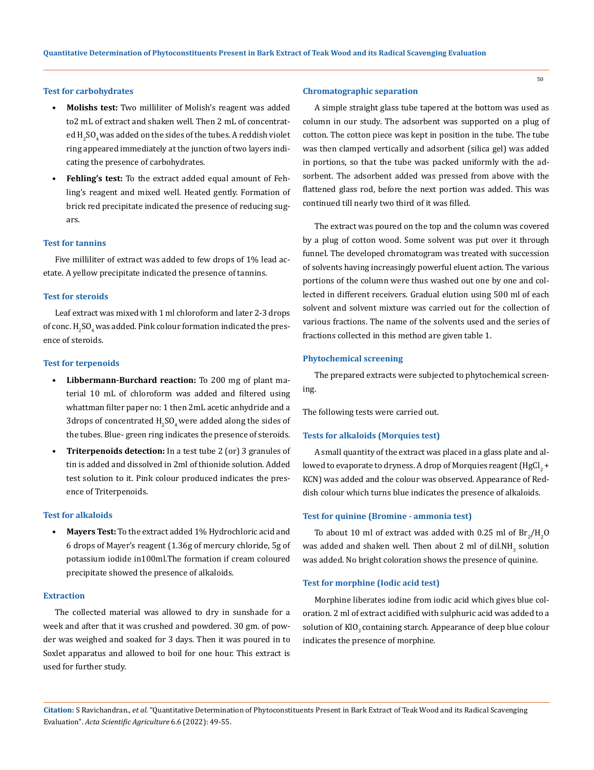### Test for carbohydrates

- **Molishs test:** Two milliliter of Molish's reagent was added to2 mL of extract and shaken well. Then 2 mL of concentrated $H_2SO_4$ was added on the sides of the tubes. A reddish violet ring appeared immediately at the junction of two layers indicating the presence of carbohydrates.
- **Fehling's test:** To the extract added equal amount of Fehling's reagent and mixed well. Heated gently. Formation of brick red precipitate indicated the presence of reducing sugars.

### Test for tannins

Five milliliter of extract was added to few drops of 1% lead acetate. A yellow precipitate indicated the presence of tannins.

### Test for steroids

Leaf extract was mixed with 1 ml chloroform and later 2-3 drops of conc. $H_2SO_4$ was added. Pink colour formation indicated the presence of steroids.

### Test for terpenoids

- **Libbermann-Burchard reaction:** To 200 mg of plant material 10 mL of chloroform was added and filtered using whattman filter paper no: 1 then 2mL acetic anhydride and a 3drops of concentrated $H_2SO_4$ were added along the sides of the tubes. Blue- green ring indicates the presence of steroids.
- **Triterpenoids detection:** In a test tube 2 (or) 3 granules of tin is added and dissolved in 2ml of thionide solution. Added test solution to it. Pink colour produced indicates the presence of Triterpenoids.

### Test for alkaloids

- **Mayers Test:** To the extract added 1% Hydrochloric acid and 6 drops of Mayer's reagent (1.36g of mercury chloride, 5g of potassium iodide in100ml.The formation if cream coloured precipitate showed the presence of alkaloids.

### Extraction

The collected material was allowed to dry in sunshade for a week and after that it was crushed and powdered. 30 gm. of powder was weighed and soaked for 3 days. Then it was poured in to Soxlet apparatus and allowed to boil for one hour. This extract is used for further study.

### Chromatographic separation

A simple straight glass tube tapered at the bottom was used as column in our study. The adsorbent was supported on a plug of cotton. The cotton piece was kept in position in the tube. The tube was then clamped vertically and adsorbent (silica gel) was added in portions, so that the tube was packed uniformly with the adsorbent. The adsorbent added was pressed from above with the flattened glass rod, before the next portion was added. This was continued till nearly two third of it was filled.

The extract was poured on the top and the column was covered by a plug of cotton wood. Some solvent was put over it through funnel. The developed chromatogram was treated with succession of solvents having increasingly powerful eluent action. The various portions of the column were thus washed out one by one and collected in different receivers. Gradual elution using 500 ml of each solvent and solvent mixture was carried out for the collection of various fractions. The name of the solvents used and the series of fractions collected in this method are given table 1.

### Phytochemical screening

The prepared extracts were subjected to phytochemical screening.

The following tests were carried out.

### Tests for alkaloids (Morquies test)

A small quantity of the extract was placed in a glass plate and allowed to evaporate to dryness. A drop of Morquies reagent ($HgCl_2$ + KCN) was added and the colour was observed. Appearance of Reddish colour which turns blue indicates the presence of alkaloids.

### Test for quinine (Bromine - ammonia test)

To about 10 ml of extract was added with 0.25 ml of $Br_2/H_2O$ was added and shaken well. Then about 2 ml of dil.$NH_3$ solution was added. No bright coloration shows the presence of quinine.

### Test for morphine (Iodic acid test)

Morphine liberates iodine from iodic acid which gives blue coloration. 2 ml of extract acidified with sulphuric acid was added to a solution of $KIO_3$ containing starch. Appearance of deep blue colour indicates the presence of morphine.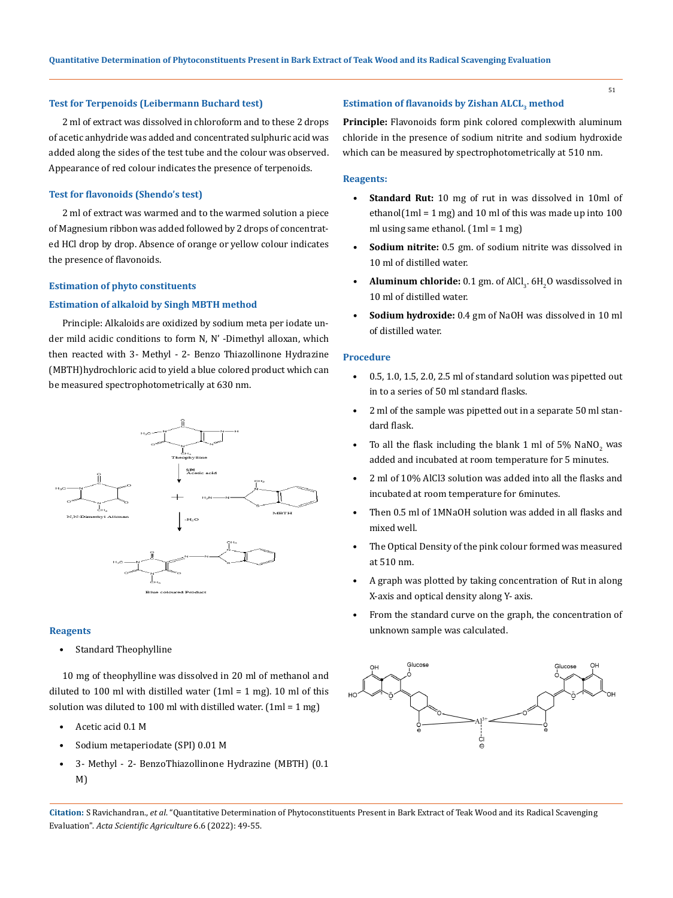### Test for Terpenoids (Leibermann Buchard test)

2 ml of extract was dissolved in chloroform and to these 2 drops of acetic anhydride was added and concentrated sulphuric acid was added along the sides of the test tube and the colour was observed. Appearance of red colour indicates the presence of terpenoids.

### Test for flavonoids (Shendo's test)

2 ml of extract was warmed and to the warmed solution a piece of Magnesium ribbon was added followed by 2 drops of concentrated HCl drop by drop. Absence of orange or yellow colour indicates the presence of flavonoids.

### Estimation of phyto constituents

### Estimation of alkaloid by Singh MBTH method

Principle: Alkaloids are oxidized by sodium meta per iodate under mild acidic conditions to form N, N' -Dimethyl alloxan, which then reacted with 3- Methyl - 2- Benzo Thiazollinone Hydrazine (MBTH)hydrochloric acid to yield a blue colored product which can be measured spectrophotometrically at 630 nm.

### Reagents

- Standard Theophylline

10 mg of theophylline was dissolved in 20 ml of methanol and diluted to 100 ml with distilled water (1ml = 1 mg). 10 ml of this solution was diluted to 100 ml with distilled water. (1ml = 1 mg)

- Acetic acid 0.1 M
- Sodium metaperiodate (SPI) 0.01 M
- 3- Methyl - 2- BenzoThiazollinone Hydrazine (MBTH) (0.1 M)

### Estimation of flavanoids by Zishan $ALCL_3$ method

**Principle:** Flavonoids form pink colored complexwith aluminum chloride in the presence of sodium nitrite and sodium hydroxide which can be measured by spectrophotometrically at 510 nm.

### Reagents:

- **Standard Rut:** 10 mg of rut in was dissolved in 10ml of ethanol(1ml = 1 mg) and 10 ml of this was made up into 100 ml using same ethanol. (1ml = 1 mg)
- **Sodium nitrite:** 0.5 gm. of sodium nitrite was dissolved in 10 ml of distilled water.
- **Aluminum chloride:** 0.1 gm. of $AlCl_3 . 6H_2O$ wasdissolved in 10 ml of distilled water.
- **Sodium hydroxide:** 0.4 gm of NaOH was dissolved in 10 ml of distilled water.

### Procedure

- 0.5, 1.0, 1.5, 2.0, 2.5 ml of standard solution was pipetted out in to a series of 50 ml standard flasks.
- 2 ml of the sample was pipetted out in a separate 50 ml standard flask.
- To all the flask including the blank 1 ml of 5% $NaNO_2$ was added and incubated at room temperature for 5 minutes.
- 2 ml of 10% AlCl3 solution was added into all the flasks and incubated at room temperature for 6minutes.
- Then 0.5 ml of 1MNaOH solution was added in all flasks and mixed well.
- The Optical Density of the pink colour formed was measured at 510 nm.
- A graph was plotted by taking concentration of Rut in along X-axis and optical density along Y- axis.
- From the standard curve on the graph, the concentration of unknown sample was calculated.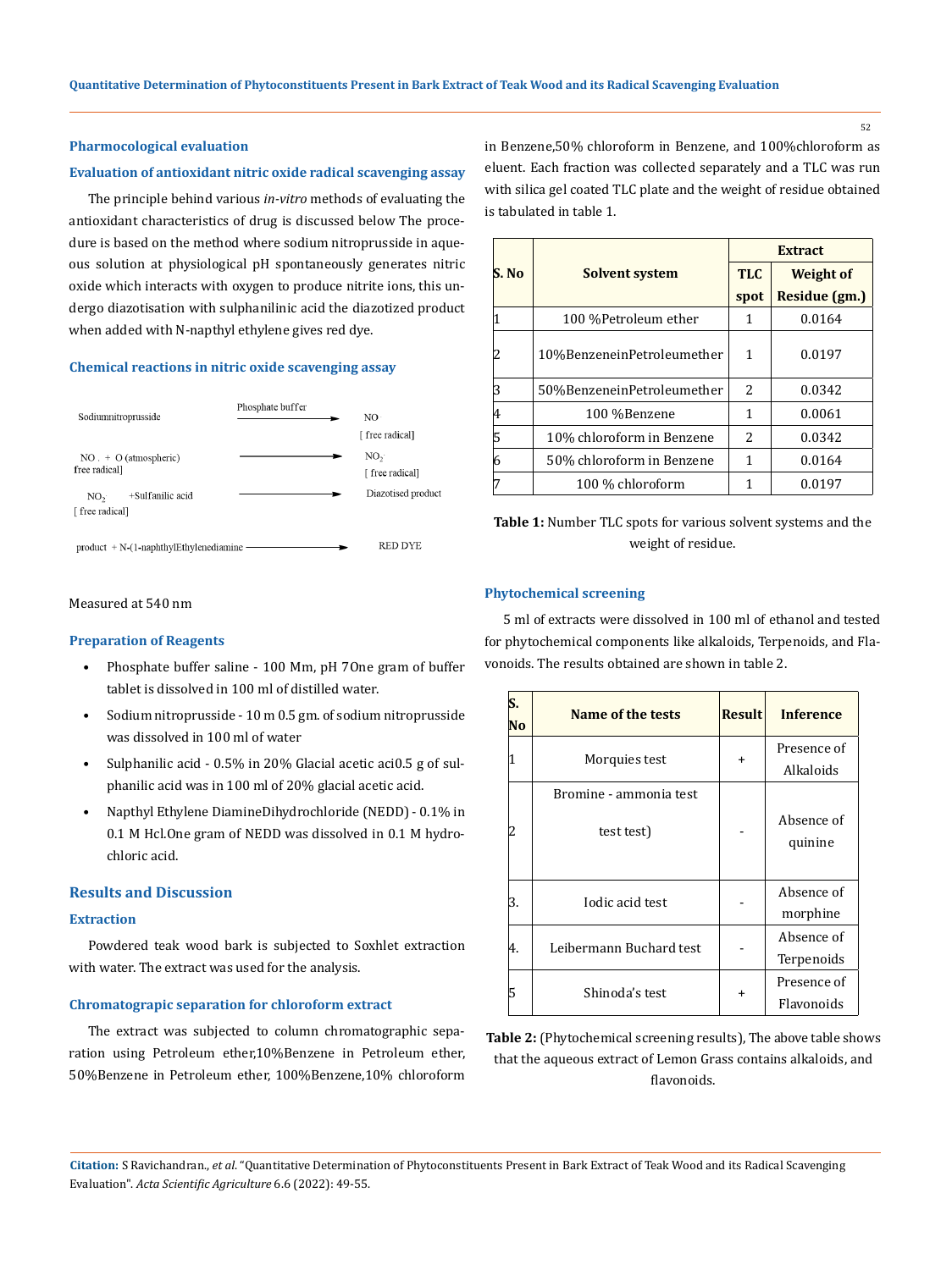### Pharmacological evaluation

### Evaluation of antioxidant nitric oxide radical scavenging assay

The principle behind various *in-vitro* methods of evaluating the antioxidant characteristics of drug is discussed below The procedure is based on the method where sodium nitroprusside in aqueous solution at physiological pH spontaneously generates nitric oxide which interacts with oxygen to produce nitrite ions, this undergo diazotisation with sulphanilinic acid the diazotized product when added with N-napthyl ethylene gives red dye.

### Chemical reactions in nitric oxide scavenging assay

Sodiumnitroprusside —Phosphate buffer→ NO· [free radical]

NO . + O (atmospheric) [free radical] → $NO_2$· [free radical]

$NO_2$ [free radical] +Sulfanilic acid → Diazotised product

product + N-(1-naphthylEthylenediamine → RED DYE

Measured at 540 nm

### Preparation of Reagents

- Phosphate buffer saline - 100 Mm, pH 7One gram of buffer tablet is dissolved in 100 ml of distilled water.
- Sodium nitroprusside - 10 m 0.5 gm. of sodium nitroprusside was dissolved in 100 ml of water
- Sulphanilic acid - 0.5% in 20% Glacial acetic aci0.5 g of sulphanilic acid was in 100 ml of 20% glacial acetic acid.
- Napthyl Ethylene DiamineDihydrochloride (NEDD) - 0.1% in 0.1 M Hcl.One gram of NEDD was dissolved in 0.1 M hydrochloric acid.

## Results and Discussion

### Extraction

Powdered teak wood bark is subjected to Soxhlet extraction with water. The extract was used for the analysis.

### Chromatograpic separation for chloroform extract

The extract was subjected to column chromatographic separation using Petroleum ether,10%Benzene in Petroleum ether, 50%Benzene in Petroleum ether, 100%Benzene,10% chloroform in Benzene,50% chloroform in Benzene, and 100%chloroform as eluent. Each fraction was collected separately and a TLC was run with silica gel coated TLC plate and the weight of residue obtained is tabulated in table 1.

| S. No | Solvent system | Extract | |
|---|---|---|---|
| | | TLC spot | Weight of Residue (gm.) |
| 1 | 100 %Petroleum ether | 1 | 0.0164 |
| 2 | 10%BenzeneinPetroleumether | 1 | 0.0197 |
| 3 | 50%BenzeneinPetroleumether | 2 | 0.0342 |
| 4 | 100 %Benzene | 1 | 0.0061 |
| 5 | 10% chloroform in Benzene | 2 | 0.0342 |
| 6 | 50% chloroform in Benzene | 1 | 0.0164 |
| 7 | 100 % chloroform | 1 | 0.0197 |

**Table 1:** Number TLC spots for various solvent systems and the weight of residue.

### Phytochemical screening

5 ml of extracts were dissolved in 100 ml of ethanol and tested for phytochemical components like alkaloids, Terpenoids, and Flavonoids. The results obtained are shown in table 2.

| S. No | Name of the tests | Result | Inference |
|---|---|---|---|
| 1 | Morquies test | + | Presence of Alkaloids |
| 2 | Bromine - ammonia test test test) | - | Absence of quinine |
| 3. | Iodic acid test | - | Absence of morphine |
| 4. | Leibermann Buchard test | - | Absence of Terpenoids |
| 5 | Shinoda's test | + | Presence of Flavonoids |

**Table 2:** (Phytochemical screening results), The above table shows that the aqueous extract of Lemon Grass contains alkaloids, and flavonoids.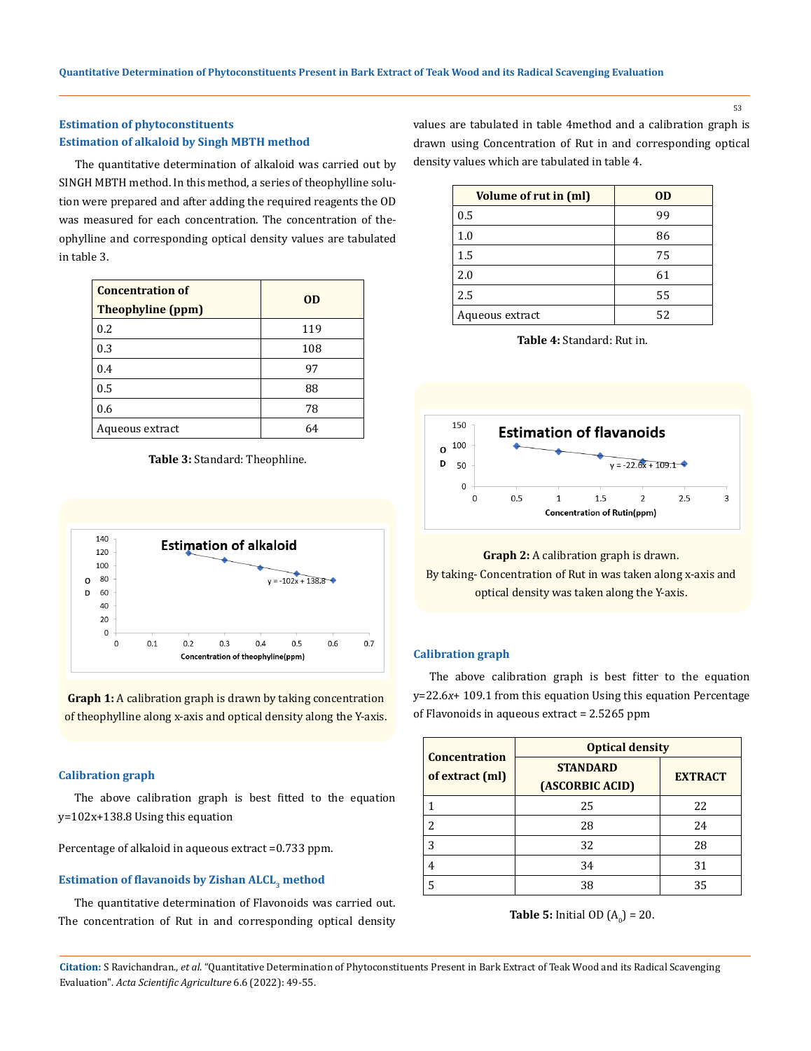## Estimation of phytoconstituents

### Estimation of alkaloid by Singh MBTH method

The quantitative determination of alkaloid was carried out by SINGH MBTH method. In this method, a series of theophylline solution were prepared and after adding the required reagents the OD was measured for each concentration. The concentration of theophylline and corresponding optical density values are tabulated in table 3.

| Concentration of Theophyline (ppm) | OD |
|---|---|
| 0.2 | 119 |
| 0.3 | 108 |
| 0.4 | 97 |
| 0.5 | 88 |
| 0.6 | 78 |
| Aqueous extract | 64 |

**Table 3:** Standard: Theophline.

**Graph 1:** A calibration graph is drawn by taking concentration of theophylline along x-axis and optical density along the Y-axis.

### Calibration graph

The above calibration graph is best fitted to the equation y=102x+138.8 Using this equation

Percentage of alkaloid in aqueous extract =0.733 ppm.

### Estimation of flavanoids by Zishan ALCL$_3$ method

The quantitative determination of Flavonoids was carried out. The concentration of Rut in and corresponding optical density values are tabulated in table 4method and a calibration graph is drawn using Concentration of Rut in and corresponding optical density values which are tabulated in table 4.

| Volume of rut in (ml) | OD |
|---|---|
| 0.5 | 99 |
| 1.0 | 86 |
| 1.5 | 75 |
| 2.0 | 61 |
| 2.5 | 55 |
| Aqueous extract | 52 |

**Table 4:** Standard: Rut in.

**Graph 2:** A calibration graph is drawn.

By taking- Concentration of Rut in was taken along x-axis and optical density was taken along the Y-axis.

### Calibration graph

The above calibration graph is best fitter to the equation y=22.6x+ 109.1 from this equation Using this equation Percentage of Flavonoids in aqueous extract = 2.5265 ppm

| Concentration of extract (ml) | Optical density | |
|---|---|---|
| | STANDARD (ASCORBIC ACID) | EXTRACT |
| 1 | 25 | 22 |
| 2 | 28 | 24 |
| 3 | 32 | 28 |
| 4 | 34 | 31 |
| 5 | 38 | 35 |

**Table 5:** Initial OD ($A_0$) = 20.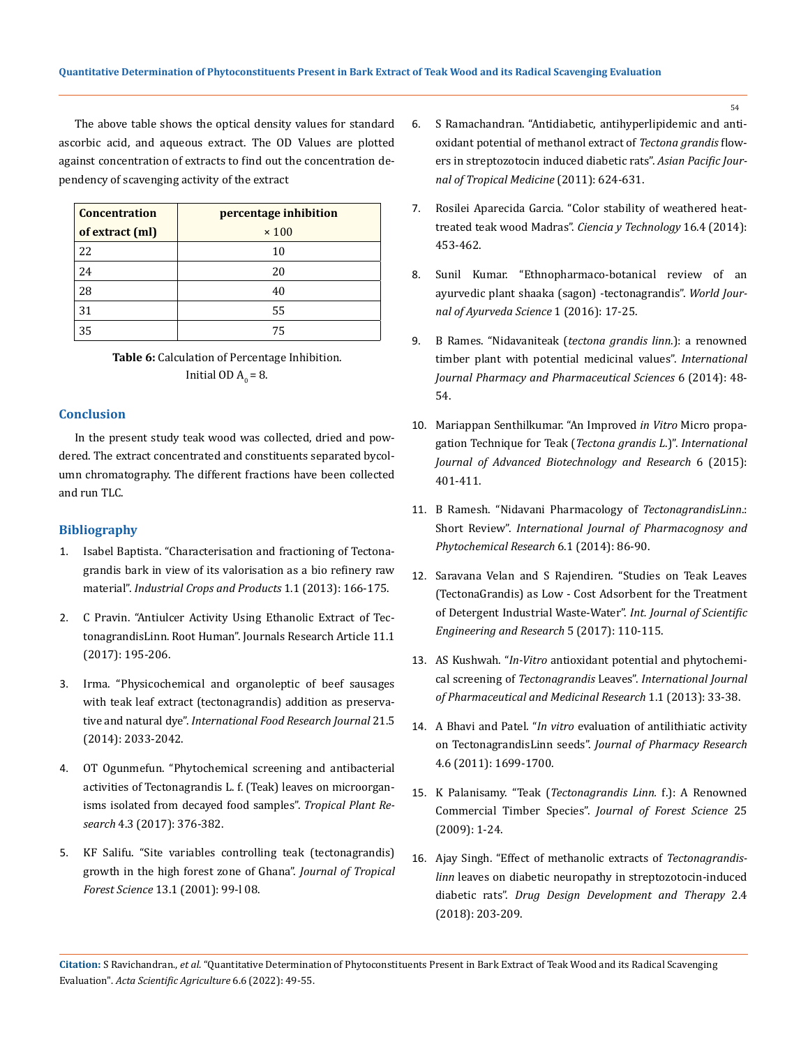The above table shows the optical density values for standard ascorbic acid, and aqueous extract. The OD Values are plotted against concentration of extracts to find out the concentration dependency of scavenging activity of the extract

| Concentration of extract (ml) | percentage inhibition × 100 |
|---|---|
| 22 | 10 |
| 24 | 20 |
| 28 | 40 |
| 31 | 55 |
| 35 | 75 |

**Table 6:** Calculation of Percentage Inhibition.
Initial OD $A_0$ = 8.

## Conclusion

In the present study teak wood was collected, dried and powdered. The extract concentrated and constituents separated bycolumn chromatography. The different fractions have been collected and run TLC.

## Bibliography

1. Isabel Baptista. "Characterisation and fractioning of Tectonagrandis bark in view of its valorisation as a bio refinery raw material". *Industrial Crops and Products* 1.1 (2013): 166-175.
2. C Pravin. "Antiulcer Activity Using Ethanolic Extract of TectonagrandisLinn. Root Human". Journals Research Article 11.1 (2017): 195-206.
3. Irma. "Physicochemical and organoleptic of beef sausages with teak leaf extract (tectonagrandis) addition as preservative and natural dye". *International Food Research Journal* 21.5 (2014): 2033-2042.
4. OT Ogunmefun. "Phytochemical screening and antibacterial activities of Tectonagrandis L. f. (Teak) leaves on microorganisms isolated from decayed food samples". *Tropical Plant Research* 4.3 (2017): 376-382.
5. KF Salifu. "Site variables controlling teak (tectonagrandis) growth in the high forest zone of Ghana". *Journal of Tropical Forest Science* 13.1 (2001): 99-l 08.
6. S Ramachandran. "Antidiabetic, antihyperlipidemic and antioxidant potential of methanol extract of *Tectona grandis* flowers in streptozotocin induced diabetic rats". *Asian Pacific Journal of Tropical Medicine* (2011): 624-631.
7. Rosilei Aparecida Garcia. "Color stability of weathered heat-treated teak wood Madras". *Ciencia y Technology* 16.4 (2014): 453-462.
8. Sunil Kumar. "Ethnopharmaco-botanical review of an ayurvedic plant shaaka (sagon) -tectonagrandis". *World Journal of Ayurveda Science* 1 (2016): 17-25.
9. B Rames. "Nidavaniteak (*tectona grandis linn.*): a renowned timber plant with potential medicinal values". *International Journal Pharmacy and Pharmaceutical Sciences* 6 (2014): 48-54.
10. Mariappan Senthilkumar. "An Improved *in Vitro* Micro propagation Technique for Teak (*Tectona grandis L.*)". *International Journal of Advanced Biotechnology and Research* 6 (2015): 401-411.
11. B Ramesh. "Nidavani Pharmacology of *TectonagrandisLinn.*: Short Review". *International Journal of Pharmacognosy and Phytochemical Research* 6.1 (2014): 86-90.
12. Saravana Velan and S Rajendiren. "Studies on Teak Leaves (TectonaGrandis) as Low - Cost Adsorbent for the Treatment of Detergent Industrial Waste-Water". *Int. Journal of Scientific Engineering and Research* 5 (2017): 110-115.
13. AS Kushwah. "*In-Vitro* antioxidant potential and phytochemical screening of *Tectonagrandis* Leaves". *International Journal of Pharmaceutical and Medicinal Research* 1.1 (2013): 33-38.
14. A Bhavi and Patel. "*In vitro* evaluation of antilithiatic activity on TectonagrandisLinn seeds". *Journal of Pharmacy Research* 4.6 (2011): 1699-1700.
15. K Palanisamy. "Teak (*Tectonagrandis Linn.* f.): A Renowned Commercial Timber Species". *Journal of Forest Science* 25 (2009): 1-24.
16. Ajay Singh. "Effect of methanolic extracts of *Tectonagrandislinn* leaves on diabetic neuropathy in streptozotocin-induced diabetic rats". *Drug Design Development and Therapy* 2.4 (2018): 203-209.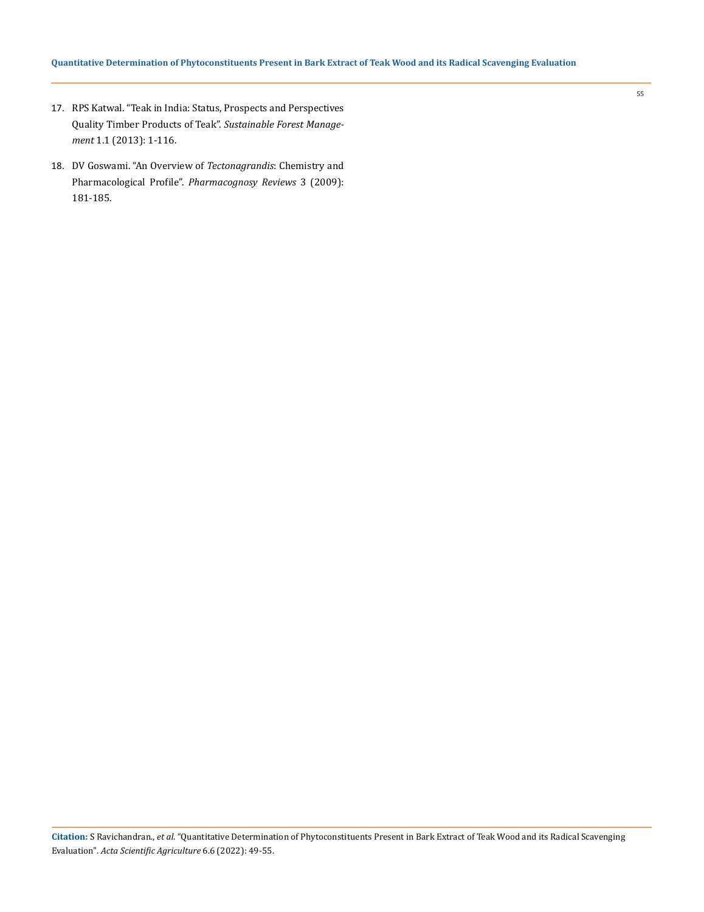17. RPS Katwal. "Teak in India: Status, Prospects and Perspectives Quality Timber Products of Teak". *Sustainable Forest Management* 1.1 (2013): 1-116.
18. DV Goswami. "An Overview of *Tectonagrandis*: Chemistry and Pharmacological Profile". *Pharmacognosy Reviews* 3 (2009): 181-185.